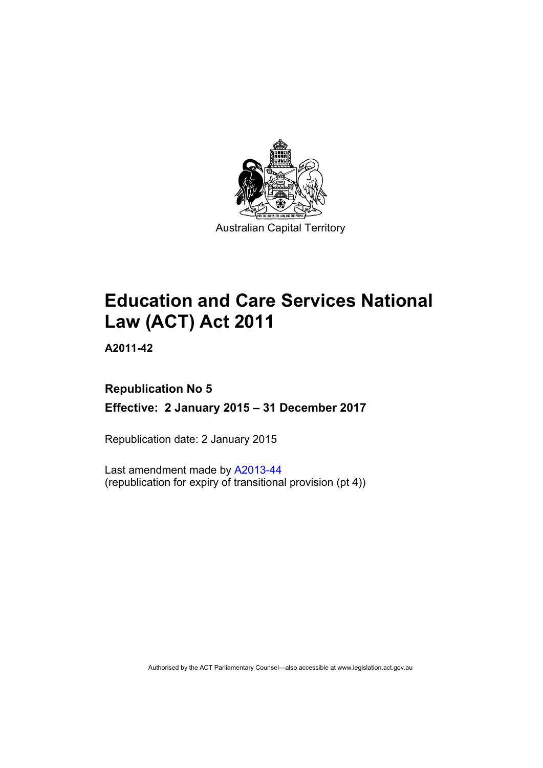Australian Capital Territory

# Education and Care Services National Law (ACT) Act 2011

**A2011-42**

**Republication No 5**

**Effective: 2 January 2015 – 31 December 2017**

Republication date: 2 January 2015

Last amendment made by A2013-44
(republication for expiry of transitional provision (pt 4))

Authorised by the ACT Parliamentary Counsel—also accessible at www.legislation.act.gov.au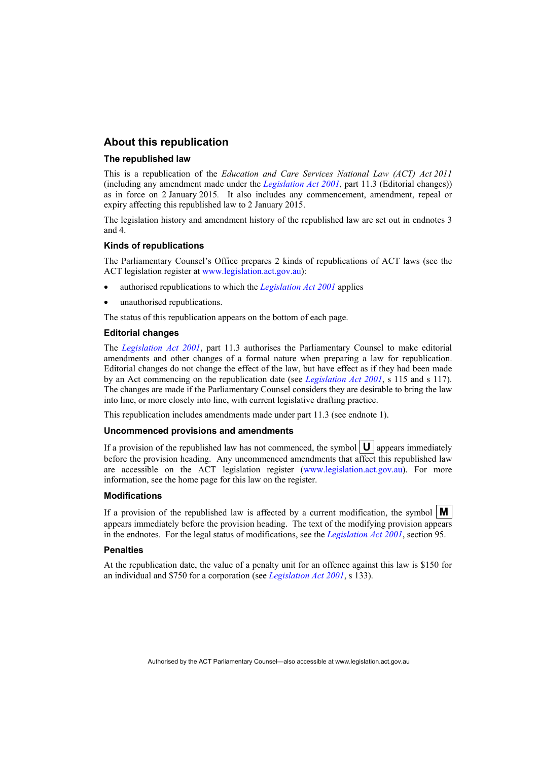## About this republication

### The republished law

This is a republication of the *Education and Care Services National Law (ACT) Act 2011* (including any amendment made under the *Legislation Act 2001*, part 11.3 (Editorial changes)) as in force on 2 January 2015. It also includes any commencement, amendment, repeal or expiry affecting this republished law to 2 January 2015.

The legislation history and amendment history of the republished law are set out in endnotes 3 and 4.

### Kinds of republications

The Parliamentary Counsel's Office prepares 2 kinds of republications of ACT laws (see the ACT legislation register at www.legislation.act.gov.au):

- authorised republications to which the *Legislation Act 2001* applies
- unauthorised republications.

The status of this republication appears on the bottom of each page.

### Editorial changes

The *Legislation Act 2001*, part 11.3 authorises the Parliamentary Counsel to make editorial amendments and other changes of a formal nature when preparing a law for republication. Editorial changes do not change the effect of the law, but have effect as if they had been made by an Act commencing on the republication date (see *Legislation Act 2001*, s 115 and s 117). The changes are made if the Parliamentary Counsel considers they are desirable to bring the law into line, or more closely into line, with current legislative drafting practice.

This republication includes amendments made under part 11.3 (see endnote 1).

### Uncommenced provisions and amendments

If a provision of the republished law has not commenced, the symbol **U** appears immediately before the provision heading. Any uncommenced amendments that affect this republished law are accessible on the ACT legislation register (www.legislation.act.gov.au). For more information, see the home page for this law on the register.

### Modifications

If a provision of the republished law is affected by a current modification, the symbol **M** appears immediately before the provision heading. The text of the modifying provision appears in the endnotes. For the legal status of modifications, see the *Legislation Act 2001*, section 95.

### Penalties

At the republication date, the value of a penalty unit for an offence against this law is $150 for an individual and $750 for a corporation (see *Legislation Act 2001*, s 133).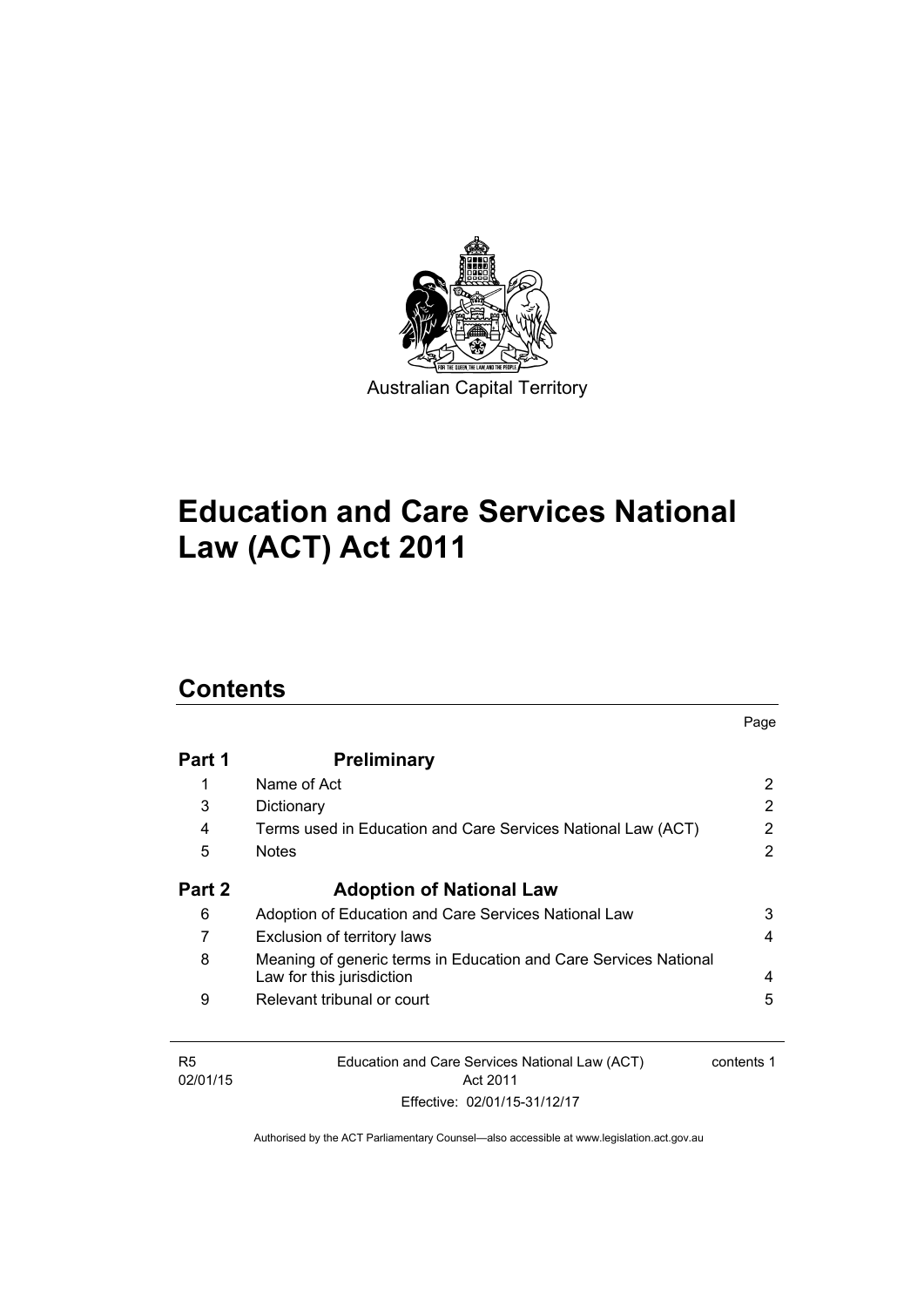Australian Capital Territory

# Education and Care Services National Law (ACT) Act 2011

## Contents

| | | Page |
|---|---|---|
| **Part 1** | **Preliminary** | |
| 1 | Name of Act | 2 |
| 3 | Dictionary | 2 |
| 4 | Terms used in Education and Care Services National Law (ACT) | 2 |
| 5 | Notes | 2 |
| **Part 2** | **Adoption of National Law** | |
| 6 | Adoption of Education and Care Services National Law | 3 |
| 7 | Exclusion of territory laws | 4 |
| 8 | Meaning of generic terms in Education and Care Services National Law for this jurisdiction | 4 |
| 9 | Relevant tribunal or court | 5 |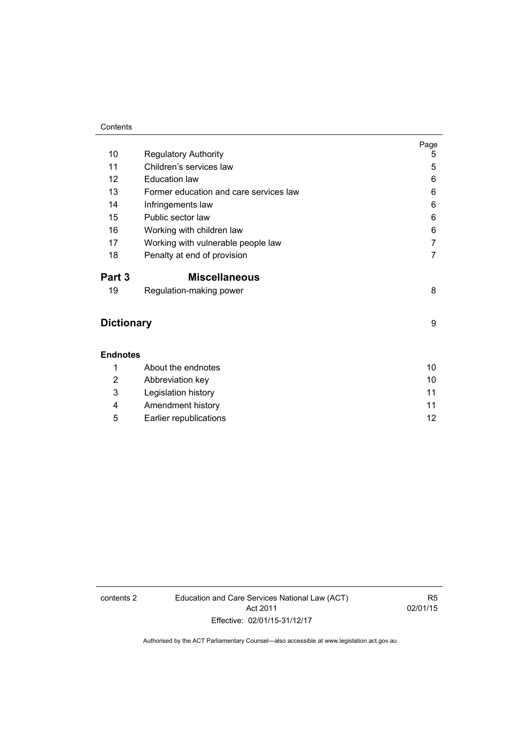| | | Page |
|---|---|---|
| 10 | Regulatory Authority | 5 |
| 11 | Children's services law | 5 |
| 12 | Education law | 6 |
| 13 | Former education and care services law | 6 |
| 14 | Infringements law | 6 |
| 15 | Public sector law | 6 |
| 16 | Working with children law | 6 |
| 17 | Working with vulnerable people law | 7 |
| 18 | Penalty at end of provision | 7 |
| **Part 3** | **Miscellaneous** | |
| 19 | Regulation-making power | 8 |
| **Dictionary** | | 9 |
| **Endnotes** | | |
| 1 | About the endnotes | 10 |
| 2 | Abbreviation key | 10 |
| 3 | Legislation history | 11 |
| 4 | Amendment history | 11 |
| 5 | Earlier republications | 12 |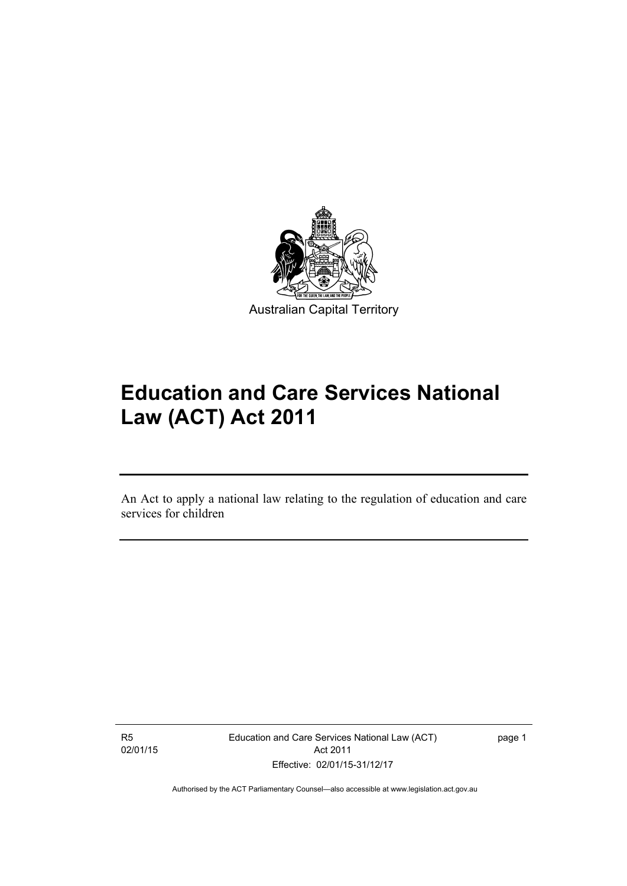Australian Capital Territory

# Education and Care Services National Law (ACT) Act 2011

An Act to apply a national law relating to the regulation of education and care services for children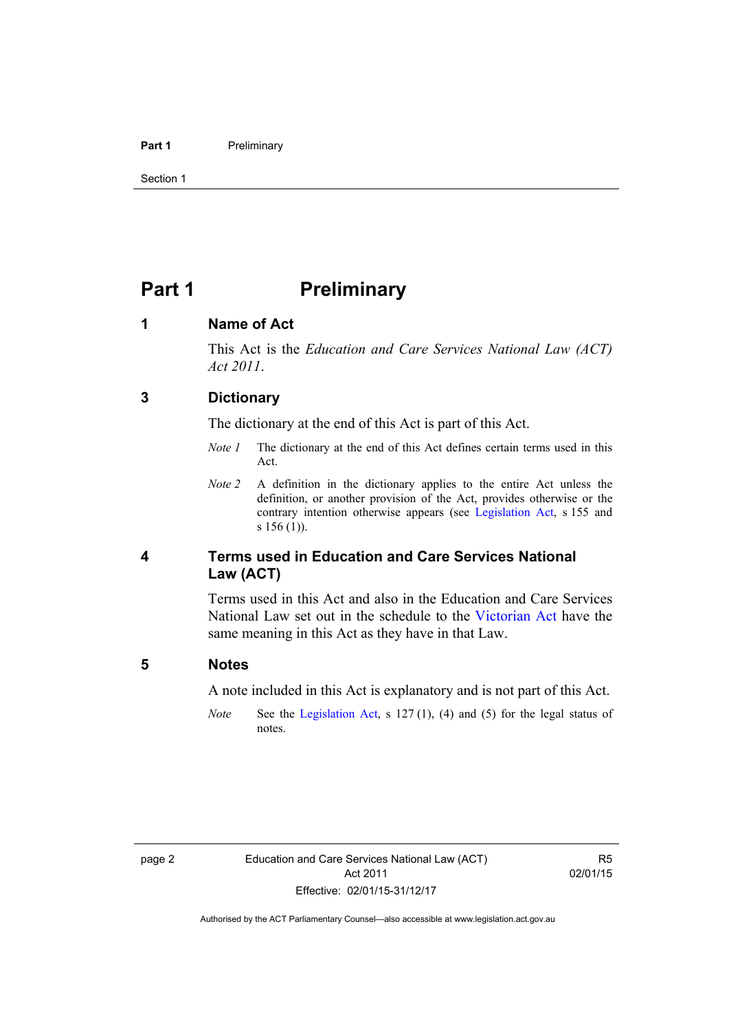# Part 1 Preliminary

## 1 Name of Act

This Act is the *Education and Care Services National Law (ACT) Act 2011*.

## 3 Dictionary

The dictionary at the end of this Act is part of this Act.

*Note 1* The dictionary at the end of this Act defines certain terms used in this Act.

*Note 2* A definition in the dictionary applies to the entire Act unless the definition, or another provision of the Act, provides otherwise or the contrary intention otherwise appears (see Legislation Act, s 155 and s 156 (1)).

## 4 Terms used in Education and Care Services National Law (ACT)

Terms used in this Act and also in the Education and Care Services National Law set out in the schedule to the Victorian Act have the same meaning in this Act as they have in that Law.

## 5 Notes

A note included in this Act is explanatory and is not part of this Act.

*Note* See the Legislation Act, s 127 (1), (4) and (5) for the legal status of notes.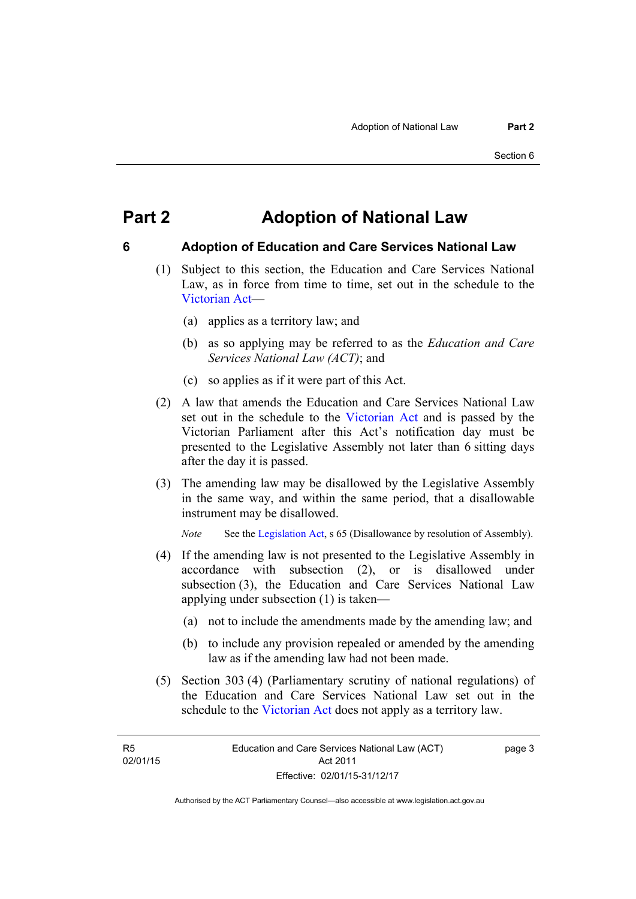# Part 2 Adoption of National Law

## 6 Adoption of Education and Care Services National Law

(1) Subject to this section, the Education and Care Services National Law, as in force from time to time, set out in the schedule to the Victorian Act—

(a) applies as a territory law; and

(b) as so applying may be referred to as the *Education and Care Services National Law (ACT)*; and

(c) so applies as if it were part of this Act.

(2) A law that amends the Education and Care Services National Law set out in the schedule to the Victorian Act and is passed by the Victorian Parliament after this Act's notification day must be presented to the Legislative Assembly not later than 6 sitting days after the day it is passed.

(3) The amending law may be disallowed by the Legislative Assembly in the same way, and within the same period, that a disallowable instrument may be disallowed.

*Note* See the Legislation Act, s 65 (Disallowance by resolution of Assembly).

(4) If the amending law is not presented to the Legislative Assembly in accordance with subsection (2), or is disallowed under subsection (3), the Education and Care Services National Law applying under subsection (1) is taken—

(a) not to include the amendments made by the amending law; and

(b) to include any provision repealed or amended by the amending law as if the amending law had not been made.

(5) Section 303 (4) (Parliamentary scrutiny of national regulations) of the Education and Care Services National Law set out in the schedule to the Victorian Act does not apply as a territory law.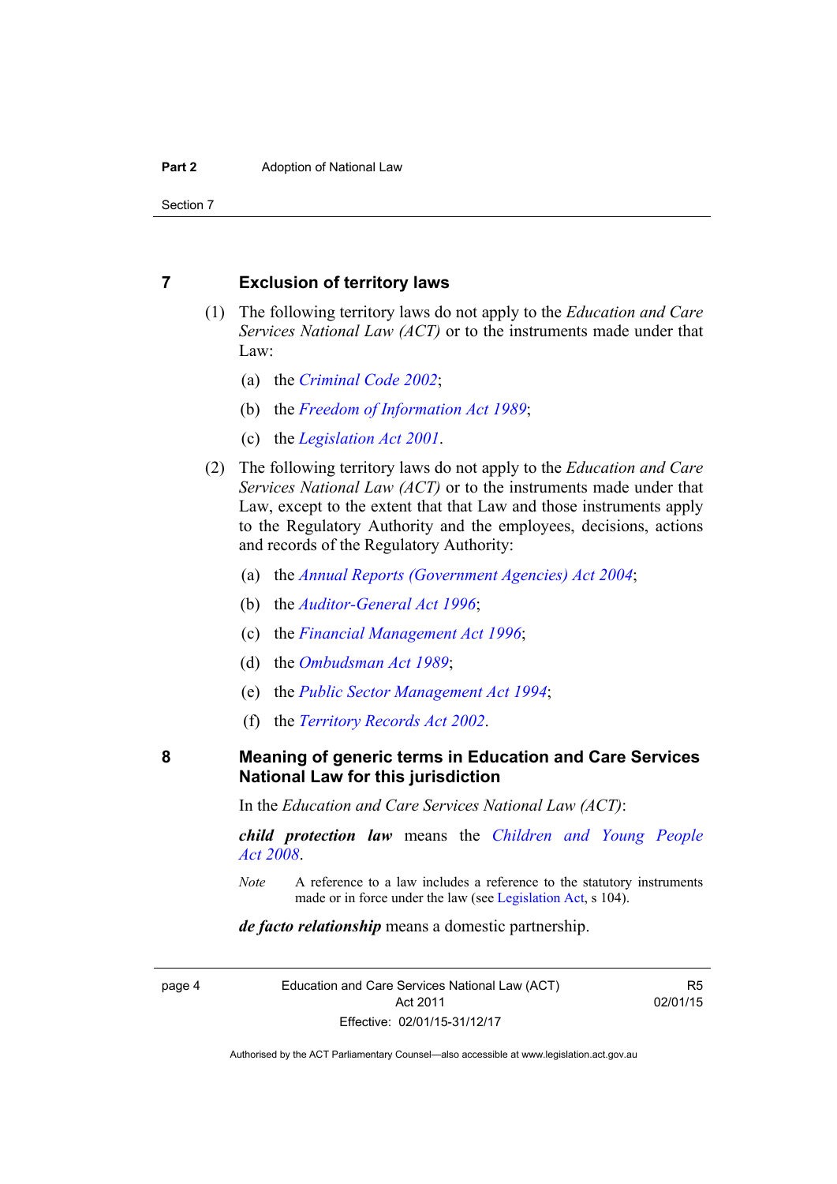## 7 Exclusion of territory laws

(1) The following territory laws do not apply to the *Education and Care Services National Law (ACT)* or to the instruments made under that Law:

- (a) the *Criminal Code 2002*;
- (b) the *Freedom of Information Act 1989*;
- (c) the *Legislation Act 2001*.

(2) The following territory laws do not apply to the *Education and Care Services National Law (ACT)* or to the instruments made under that Law, except to the extent that that Law and those instruments apply to the Regulatory Authority and the employees, decisions, actions and records of the Regulatory Authority:

- (a) the *Annual Reports (Government Agencies) Act 2004*;
- (b) the *Auditor-General Act 1996*;
- (c) the *Financial Management Act 1996*;
- (d) the *Ombudsman Act 1989*;
- (e) the *Public Sector Management Act 1994*;
- (f) the *Territory Records Act 2002*.

## 8 Meaning of generic terms in Education and Care Services National Law for this jurisdiction

In the *Education and Care Services National Law (ACT)*:

***child protection law*** means the *Children and Young People Act 2008*.

*Note* A reference to a law includes a reference to the statutory instruments made or in force under the law (see Legislation Act, s 104).

***de facto relationship*** means a domestic partnership.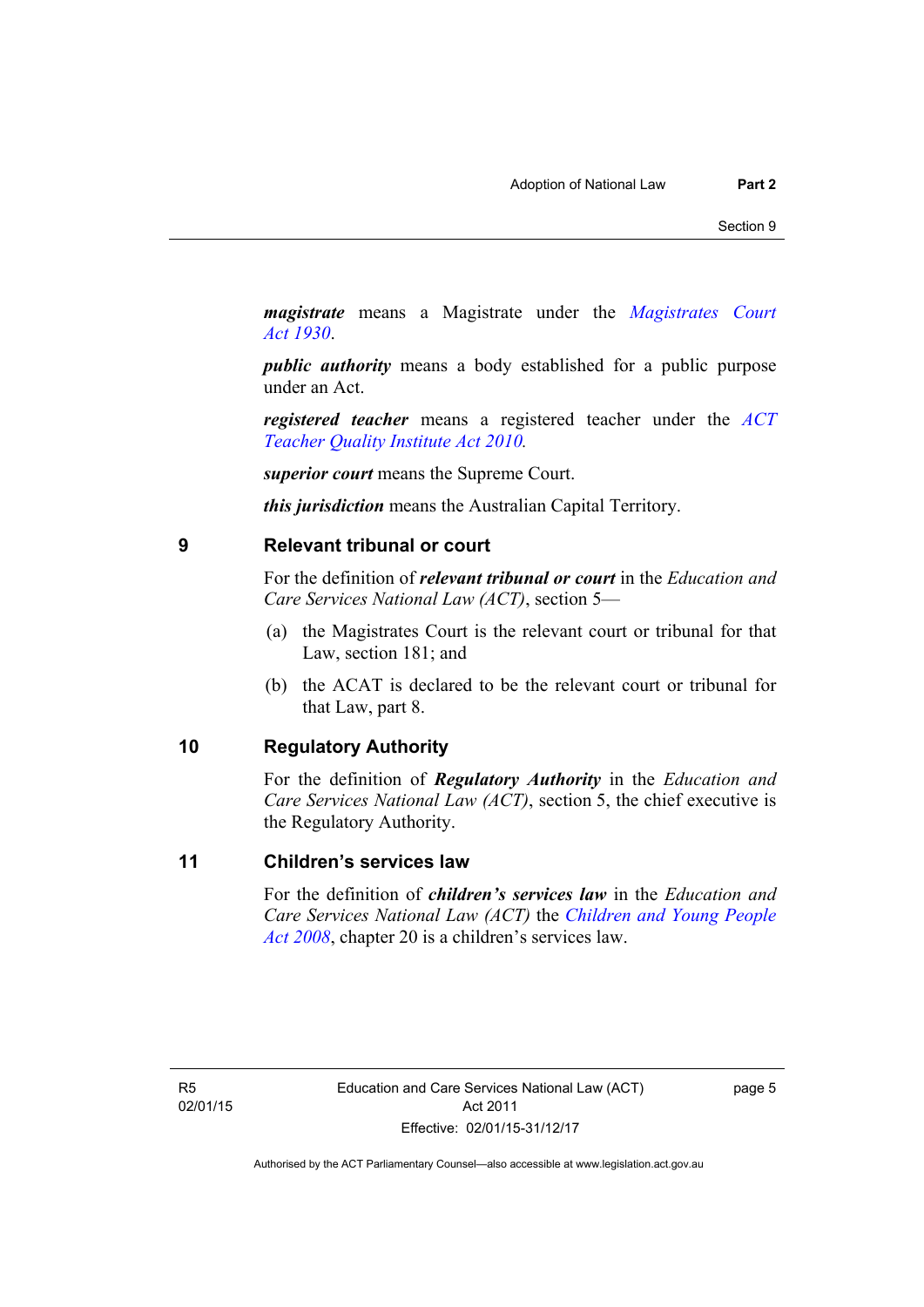***magistrate*** means a Magistrate under the *Magistrates Court Act 1930*.

***public authority*** means a body established for a public purpose under an Act.

***registered teacher*** means a registered teacher under the *ACT Teacher Quality Institute Act 2010.*

***superior court*** means the Supreme Court.

***this jurisdiction*** means the Australian Capital Territory.

## 9 Relevant tribunal or court

For the definition of ***relevant tribunal or court*** in the *Education and Care Services National Law (ACT)*, section 5—

(a) the Magistrates Court is the relevant court or tribunal for that Law, section 181; and

(b) the ACAT is declared to be the relevant court or tribunal for that Law, part 8.

## 10 Regulatory Authority

For the definition of ***Regulatory Authority*** in the *Education and Care Services National Law (ACT)*, section 5, the chief executive is the Regulatory Authority.

## 11 Children's services law

For the definition of ***children's services law*** in the *Education and Care Services National Law (ACT)* the *Children and Young People Act 2008*, chapter 20 is a children's services law.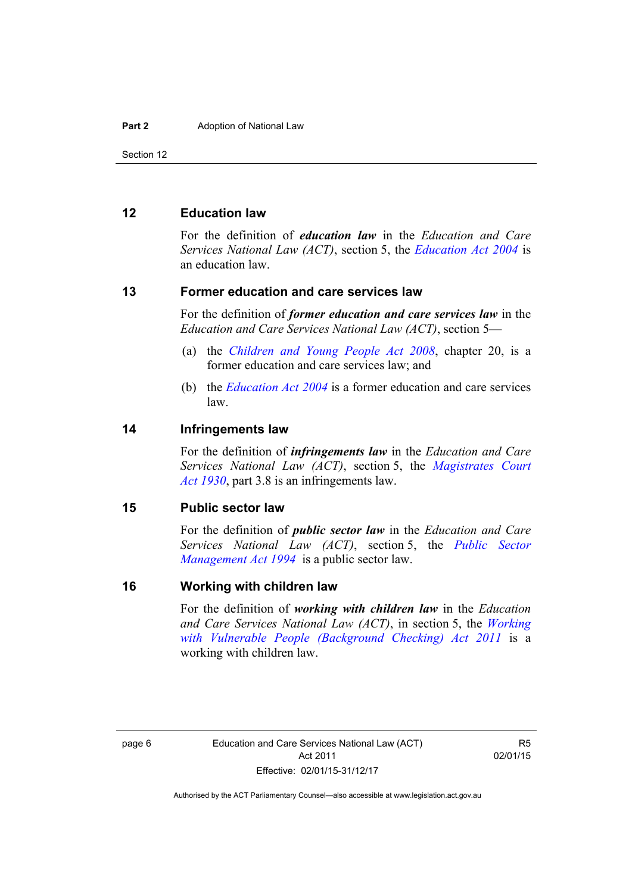## 12 Education law

For the definition of ***education law*** in the *Education and Care Services National Law (ACT)*, section 5, the *Education Act 2004* is an education law.

## 13 Former education and care services law

For the definition of ***former education and care services law*** in the *Education and Care Services National Law (ACT)*, section 5—

(a) the *Children and Young People Act 2008*, chapter 20, is a former education and care services law; and

(b) the *Education Act 2004* is a former education and care services law.

## 14 Infringements law

For the definition of ***infringements law*** in the *Education and Care Services National Law (ACT)*, section 5, the *Magistrates Court Act 1930*, part 3.8 is an infringements law.

## 15 Public sector law

For the definition of ***public sector law*** in the *Education and Care Services National Law (ACT)*, section 5, the *Public Sector Management Act 1994* is a public sector law.

## 16 Working with children law

For the definition of ***working with children law*** in the *Education and Care Services National Law (ACT)*, in section 5, the *Working with Vulnerable People (Background Checking) Act 2011* is a working with children law.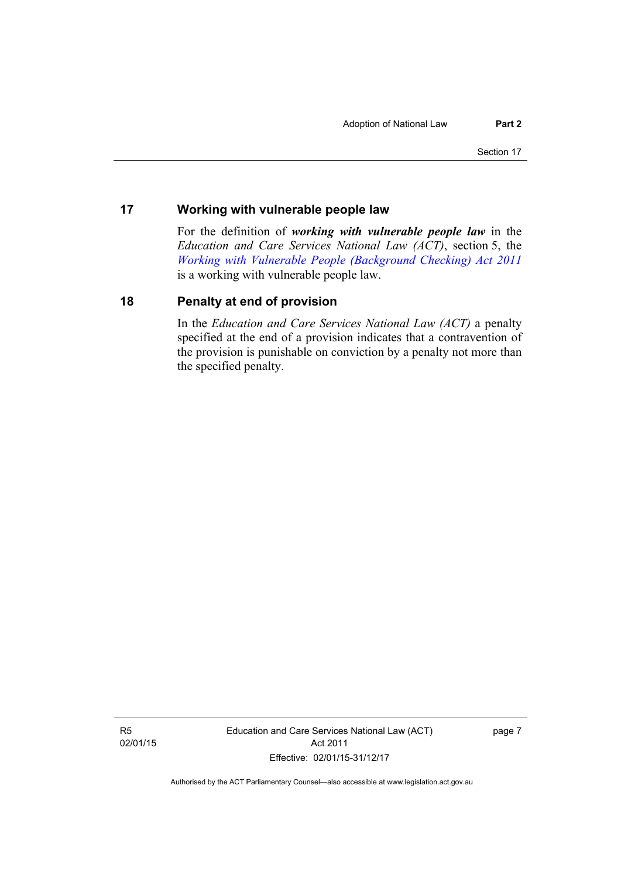## 17 Working with vulnerable people law

For the definition of ***working with vulnerable people law*** in the *Education and Care Services National Law (ACT)*, section 5, the *Working with Vulnerable People (Background Checking) Act 2011* is a working with vulnerable people law.

## 18 Penalty at end of provision

In the *Education and Care Services National Law (ACT)* a penalty specified at the end of a provision indicates that a contravention of the provision is punishable on conviction by a penalty not more than the specified penalty.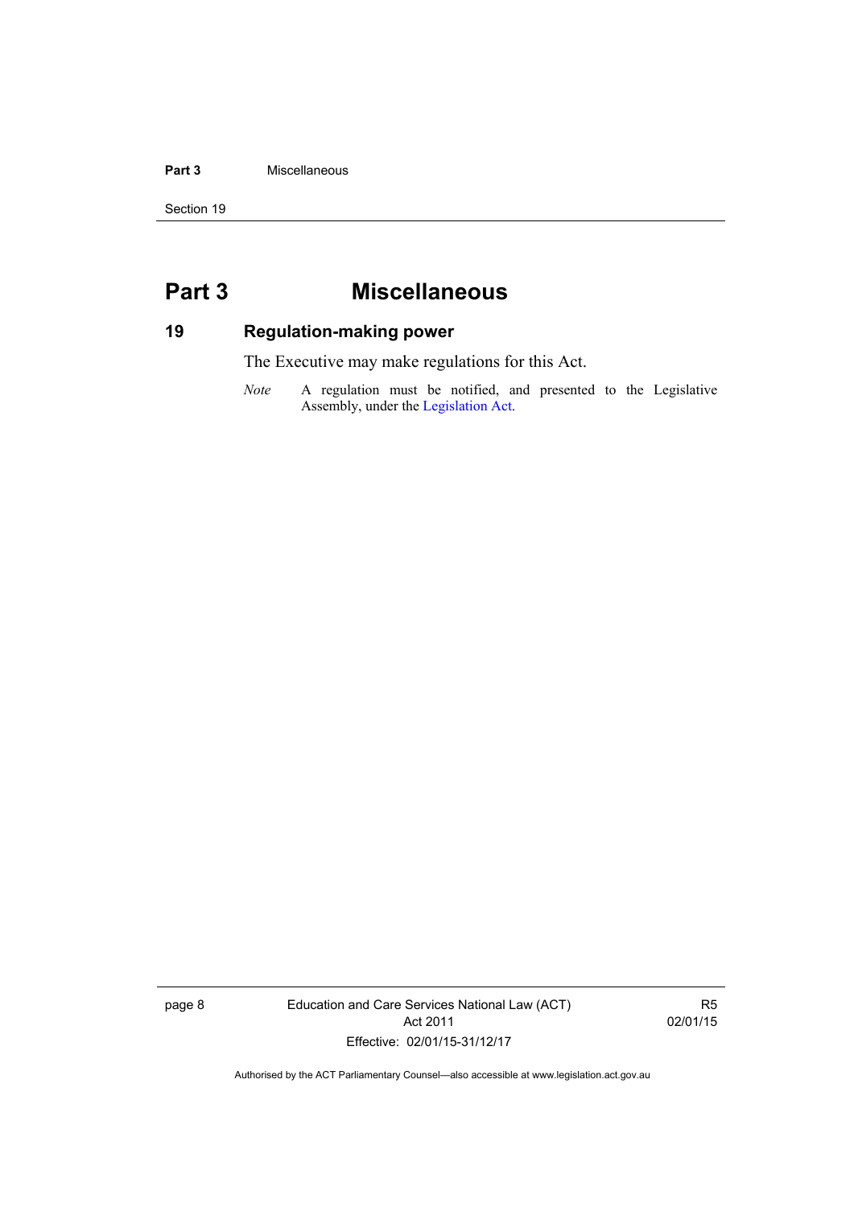# Part 3 Miscellaneous

## 19 Regulation-making power

The Executive may make regulations for this Act.

*Note* A regulation must be notified, and presented to the Legislative Assembly, under the Legislation Act.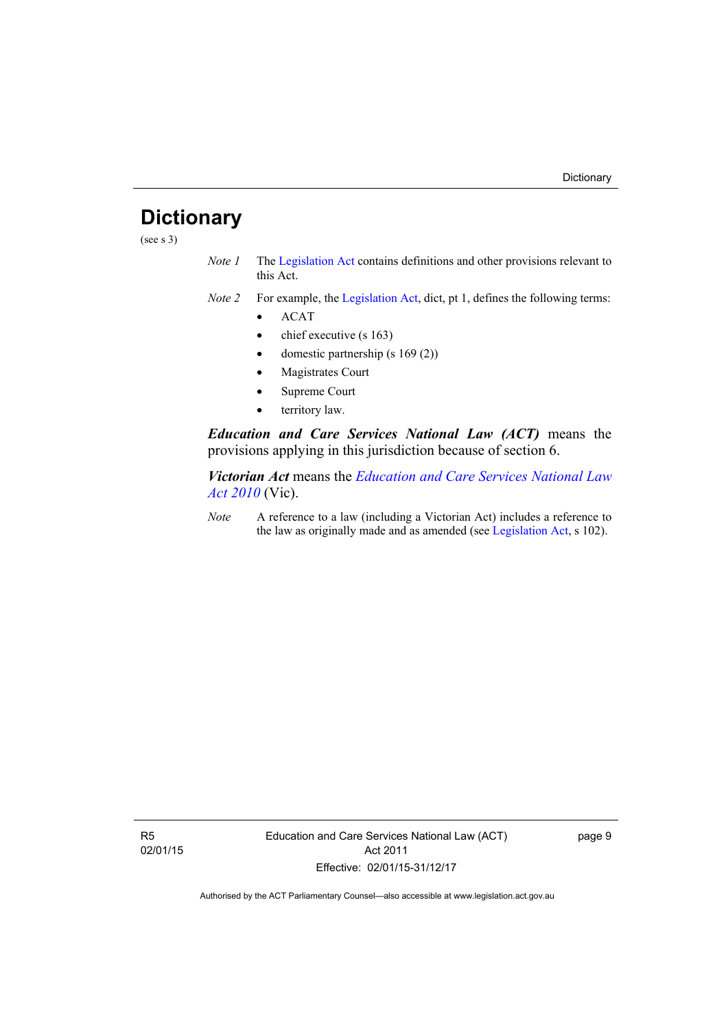# Dictionary

(see s 3)

*Note 1* The Legislation Act contains definitions and other provisions relevant to this Act.

*Note 2* For example, the Legislation Act, dict, pt 1, defines the following terms:

- ACAT
- chief executive (s 163)
- domestic partnership (s 169 (2))
- Magistrates Court
- Supreme Court
- territory law.

***Education and Care Services National Law (ACT)*** means the provisions applying in this jurisdiction because of section 6.

***Victorian Act*** means the *Education and Care Services National Law Act 2010* (Vic).

*Note* A reference to a law (including a Victorian Act) includes a reference to the law as originally made and as amended (see Legislation Act, s 102).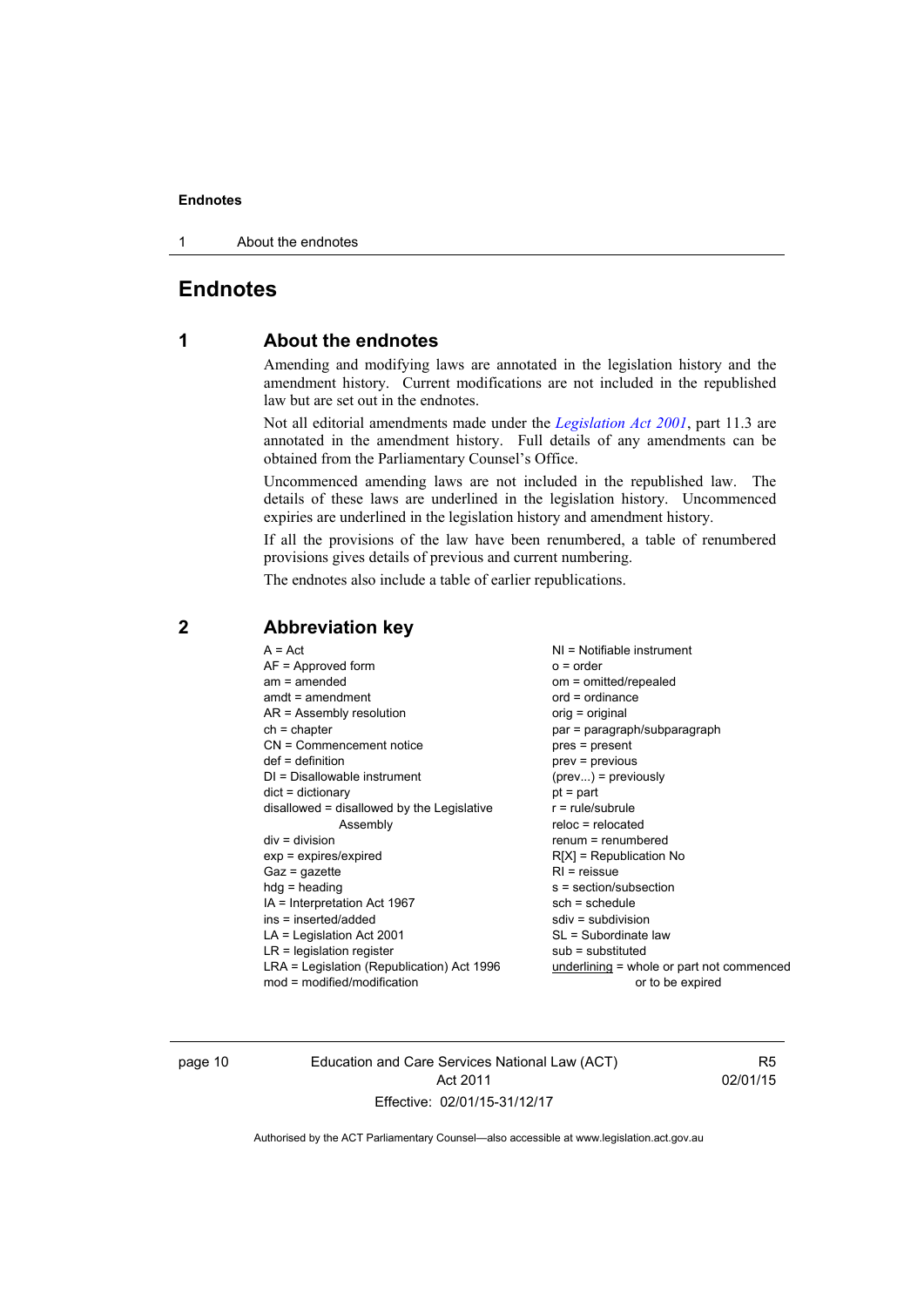# Endnotes

## 1 About the endnotes

Amending and modifying laws are annotated in the legislation history and the amendment history. Current modifications are not included in the republished law but are set out in the endnotes.

Not all editorial amendments made under the *Legislation Act 2001*, part 11.3 are annotated in the amendment history. Full details of any amendments can be obtained from the Parliamentary Counsel's Office.

Uncommenced amending laws are not included in the republished law. The details of these laws are underlined in the legislation history. Uncommenced expiries are underlined in the legislation history and amendment history.

If all the provisions of the law have been renumbered, a table of renumbered provisions gives details of previous and current numbering.

The endnotes also include a table of earlier republications.

## 2 Abbreviation key

A = Act
AF = Approved form
am = amended
amdt = amendment
AR = Assembly resolution
ch = chapter
CN = Commencement notice
def = definition
DI = Disallowable instrument
dict = dictionary
disallowed = disallowed by the Legislative Assembly
div = division
exp = expires/expired
Gaz = gazette
hdg = heading
IA = Interpretation Act 1967
ins = inserted/added
LA = Legislation Act 2001
LR = legislation register
LRA = Legislation (Republication) Act 1996
mod = modified/modification
NI = Notifiable instrument
o = order
om = omitted/repealed
ord = ordinance
orig = original
par = paragraph/subparagraph
pres = present
prev = previous
(prev...) = previously
pt = part
r = rule/subrule
reloc = relocated
renum = renumbered
R[X] = Republication No
RI = reissue
s = section/subsection
sch = schedule
sdiv = subdivision
SL = Subordinate law
sub = substituted
<u>underlining</u> = whole or part not commenced or to be expired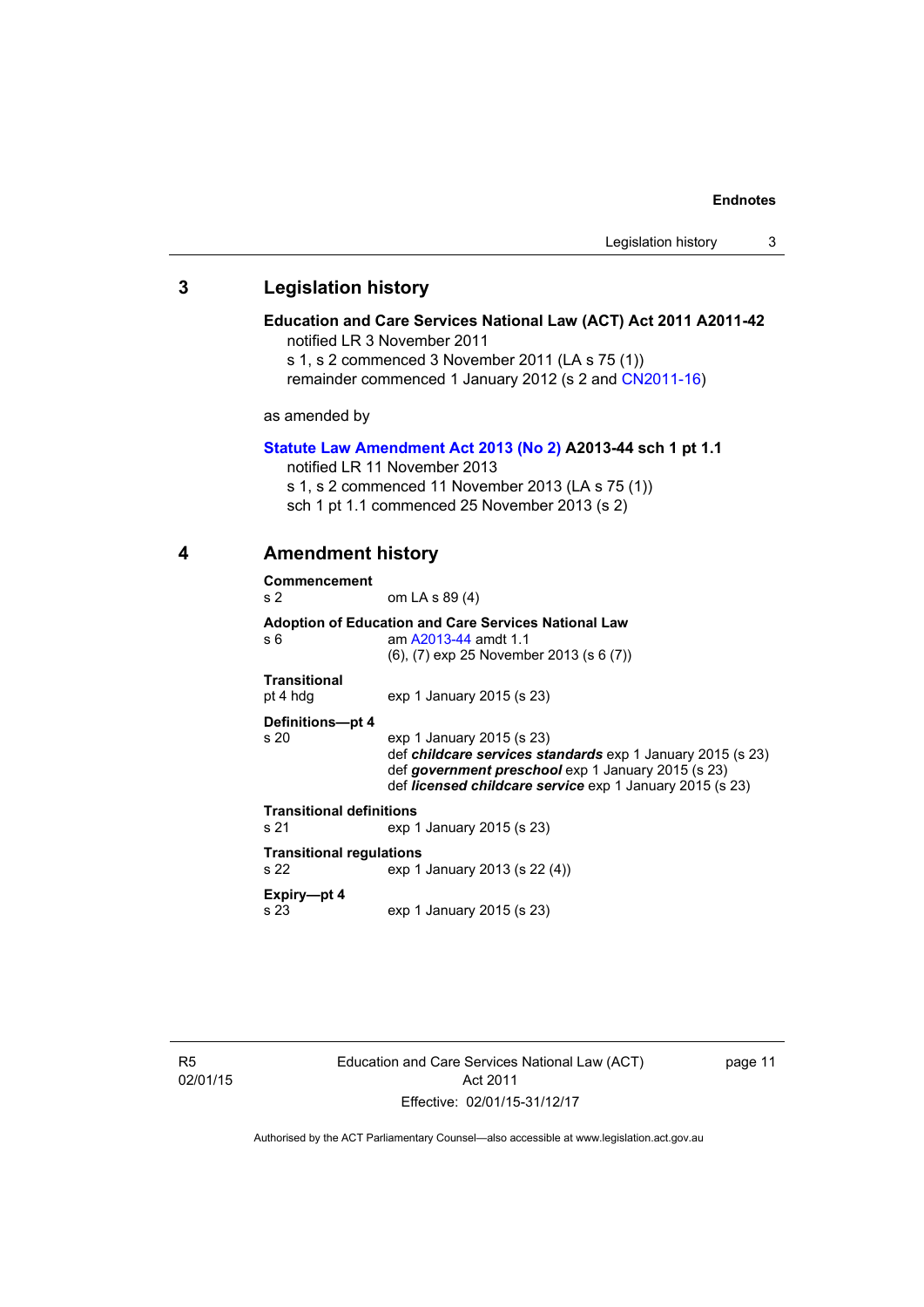## 3 Legislation history

**Education and Care Services National Law (ACT) Act 2011 A2011-42**
notified LR 3 November 2011
s 1, s 2 commenced 3 November 2011 (LA s 75 (1))
remainder commenced 1 January 2012 (s 2 and CN2011-16)

as amended by

**Statute Law Amendment Act 2013 (No 2) A2013-44 sch 1 pt 1.1**
notified LR 11 November 2013
s 1, s 2 commenced 11 November 2013 (LA s 75 (1))
sch 1 pt 1.1 commenced 25 November 2013 (s 2)

## 4 Amendment history

**Commencement**
s 2 om LA s 89 (4)

**Adoption of Education and Care Services National Law**
s 6 am A2013-44 amdt 1.1
(6), (7) exp 25 November 2013 (s 6 (7))

**Transitional**
pt 4 hdg exp 1 January 2015 (s 23)

**Definitions—pt 4**
s 20 exp 1 January 2015 (s 23)
def ***childcare services standards*** exp 1 January 2015 (s 23)
def ***government preschool*** exp 1 January 2015 (s 23)
def ***licensed childcare service*** exp 1 January 2015 (s 23)

**Transitional definitions**
s 21 exp 1 January 2015 (s 23)

**Transitional regulations**
s 22 exp 1 January 2013 (s 22 (4))

**Expiry—pt 4**
s 23 exp 1 January 2015 (s 23)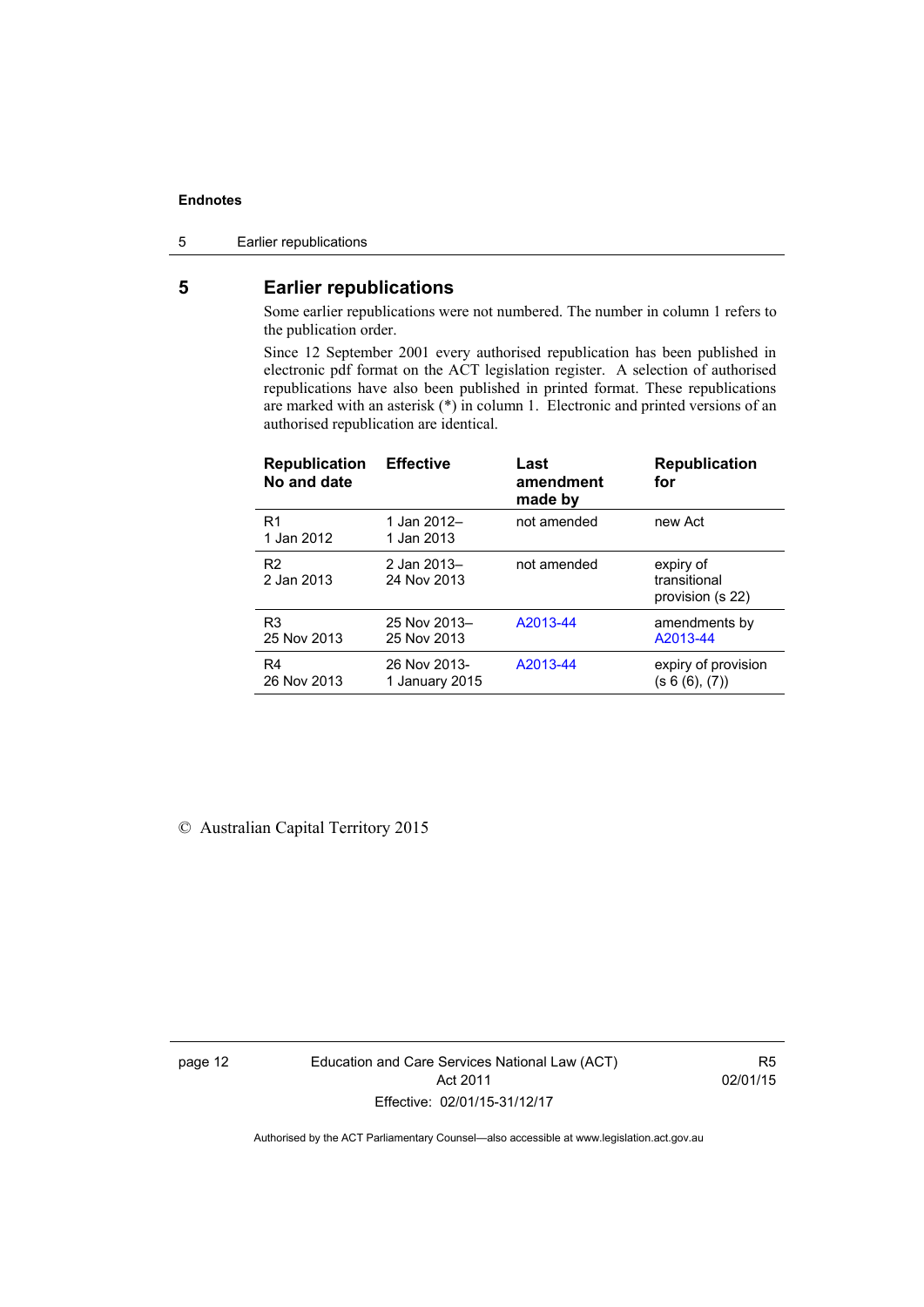## 5 Earlier republications

Some earlier republications were not numbered. The number in column 1 refers to the publication order.

Since 12 September 2001 every authorised republication has been published in electronic pdf format on the ACT legislation register. A selection of authorised republications have also been published in printed format. These republications are marked with an asterisk (*) in column 1. Electronic and printed versions of an authorised republication are identical.

| Republication No and date | Effective | Last amendment made by | Republication for |
|---|---|---|---|
| R1<br>1 Jan 2012 | 1 Jan 2012–<br>1 Jan 2013 | not amended | new Act |
| R2<br>2 Jan 2013 | 2 Jan 2013–<br>24 Nov 2013 | not amended | expiry of transitional provision (s 22) |
| R3<br>25 Nov 2013 | 25 Nov 2013–<br>25 Nov 2013 | A2013-44 | amendments by A2013-44 |
| R4<br>26 Nov 2013 | 26 Nov 2013-<br>1 January 2015 | A2013-44 | expiry of provision (s 6 (6), (7)) |

© Australian Capital Territory 2015